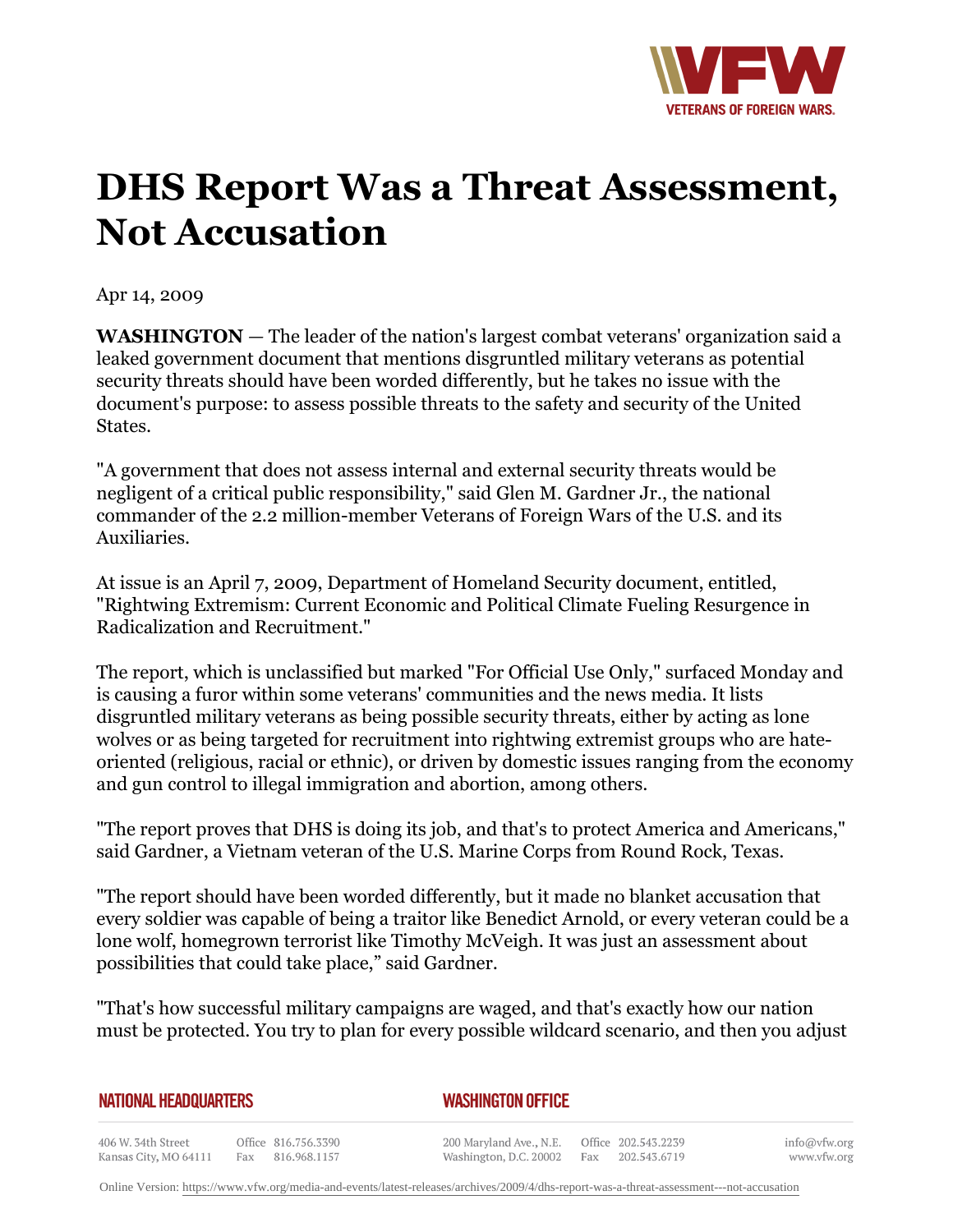# DHS Report Was a Threat Assessment, Not Accusation

Apr 14, 2009

**WASHINGTON** — The leader of the nation's largest combat veterans' organization said a leaked government document that mentions disgruntled military veterans as potential security threats should have been worded differently, but he takes no issue with the document's purpose: to assess possible threats to the safety and security of the United States.

"A government that does not assess internal and external security threats would be negligent of a critical public responsibility," said Glen M. Gardner Jr., the national commander of the 2.2 million-member Veterans of Foreign Wars of the U.S. and its Auxiliaries.

At issue is an April 7, 2009, Department of Homeland Security document, entitled, "Rightwing Extremism: Current Economic and Political Climate Fueling Resurgence in Radicalization and Recruitment."

The report, which is unclassified but marked "For Official Use Only," surfaced Monday and is causing a furor within some veterans' communities and the news media. It lists disgruntled military veterans as being possible security threats, either by acting as lone wolves or as being targeted for recruitment into rightwing extremist groups who are hate-oriented (religious, racial or ethnic), or driven by domestic issues ranging from the economy and gun control to illegal immigration and abortion, among others.

"The report proves that DHS is doing its job, and that's to protect America and Americans," said Gardner, a Vietnam veteran of the U.S. Marine Corps from Round Rock, Texas.

"The report should have been worded differently, but it made no blanket accusation that every soldier was capable of being a traitor like Benedict Arnold, or every veteran could be a lone wolf, homegrown terrorist like Timothy McVeigh. It was just an assessment about possibilities that could take place," said Gardner.

"That's how successful military campaigns are waged, and that's exactly how our nation must be protected. You try to plan for every possible wildcard scenario, and then you adjust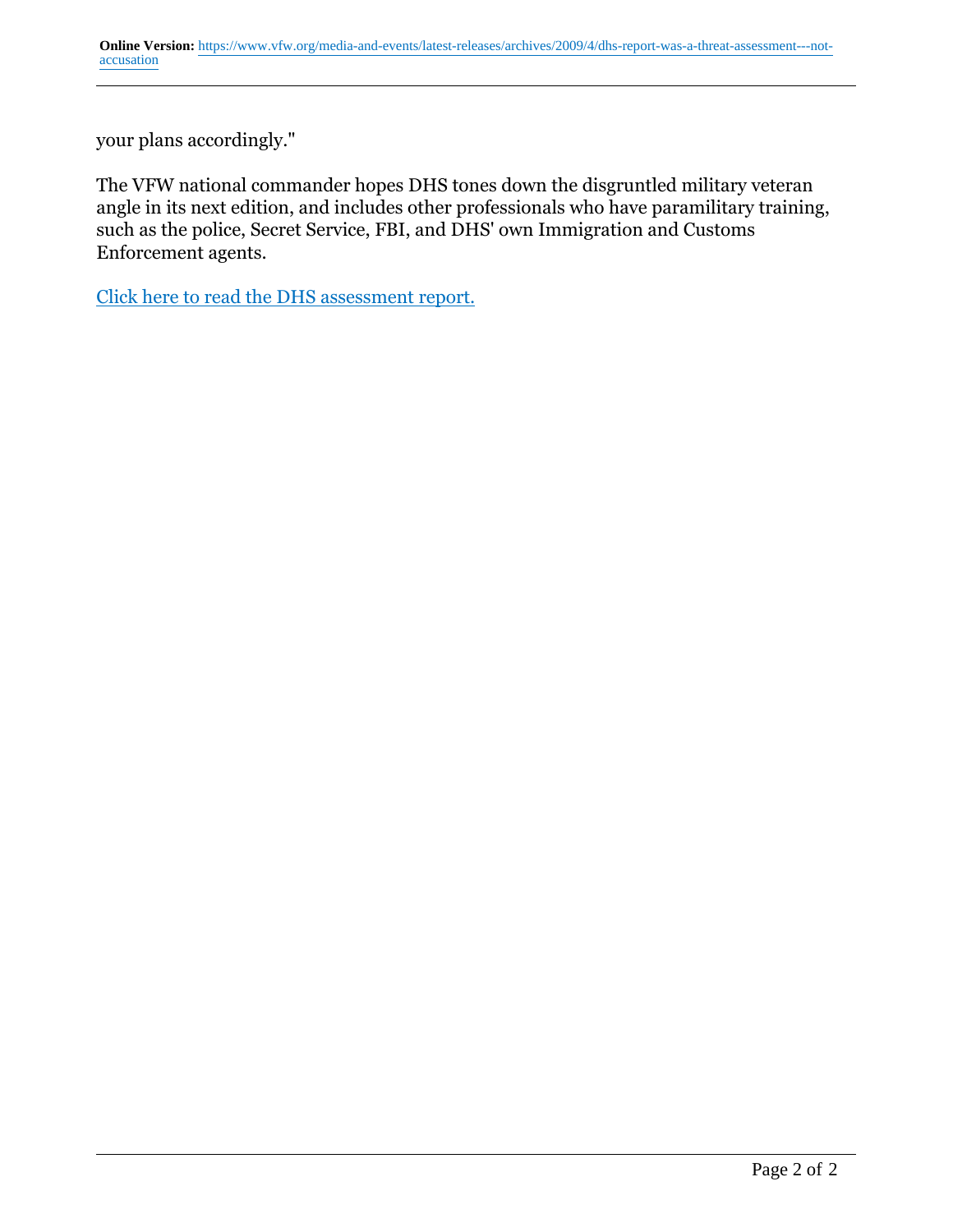your plans accordingly."

The VFW national commander hopes DHS tones down the disgruntled military veteran angle in its next edition, and includes other professionals who have paramilitary training, such as the police, Secret Service, FBI, and DHS' own Immigration and Customs Enforcement agents.

[Click here to read the DHS assessment report.]